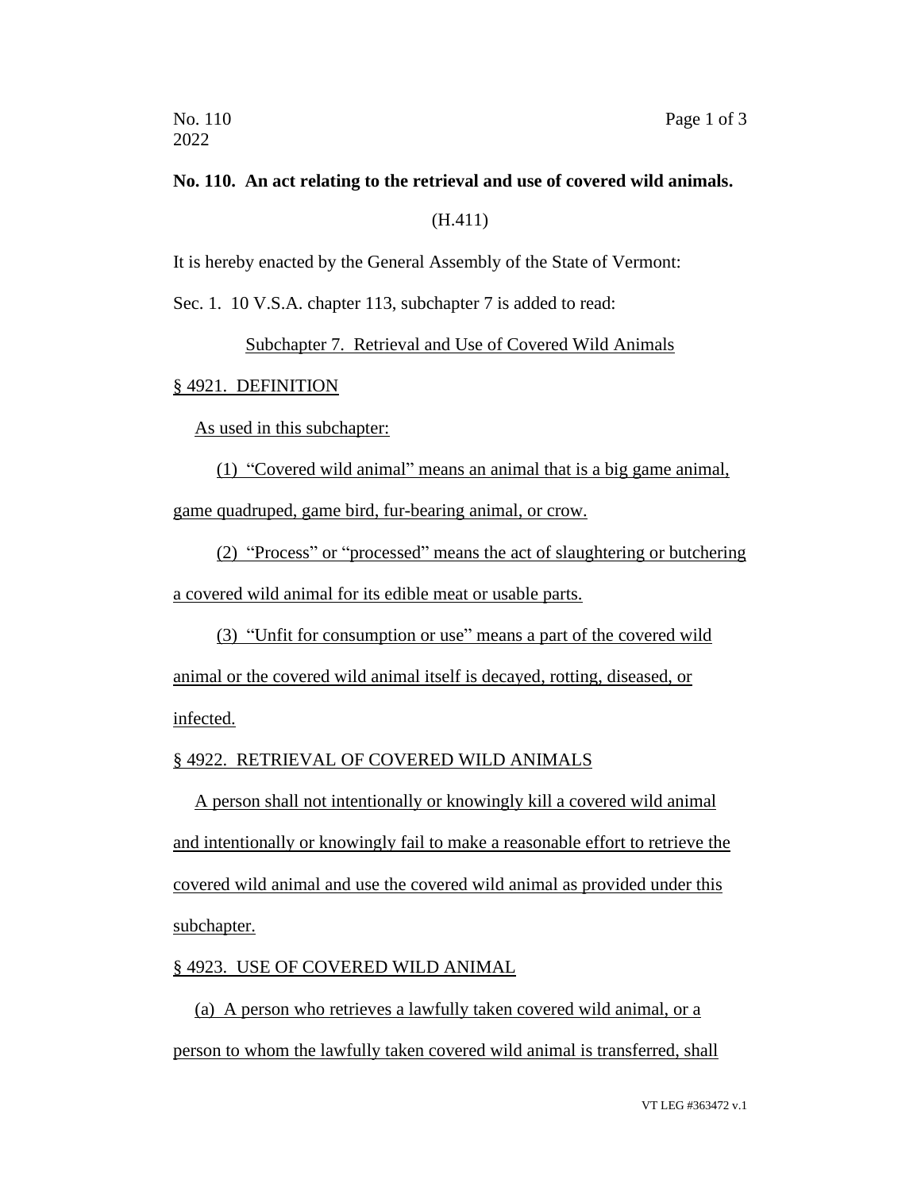**No. 110. An act relating to the retrieval and use of covered wild animals.**

(H.411)

It is hereby enacted by the General Assembly of the State of Vermont:

Sec. 1. 10 V.S.A. chapter 113, subchapter 7 is added to read:

Subchapter 7. Retrieval and Use of Covered Wild Animals

§ 4921. DEFINITION

As used in this subchapter:

(1) "Covered wild animal" means an animal that is a big game animal, game quadruped, game bird, fur-bearing animal, or crow.

(2) "Process" or "processed" means the act of slaughtering or butchering a covered wild animal for its edible meat or usable parts.

(3) "Unfit for consumption or use" means a part of the covered wild animal or the covered wild animal itself is decayed, rotting, diseased, or infected.

§ 4922. RETRIEVAL OF COVERED WILD ANIMALS

A person shall not intentionally or knowingly kill a covered wild animal and intentionally or knowingly fail to make a reasonable effort to retrieve the covered wild animal and use the covered wild animal as provided under this subchapter.

§ 4923. USE OF COVERED WILD ANIMAL

(a) A person who retrieves a lawfully taken covered wild animal, or a person to whom the lawfully taken covered wild animal is transferred, shall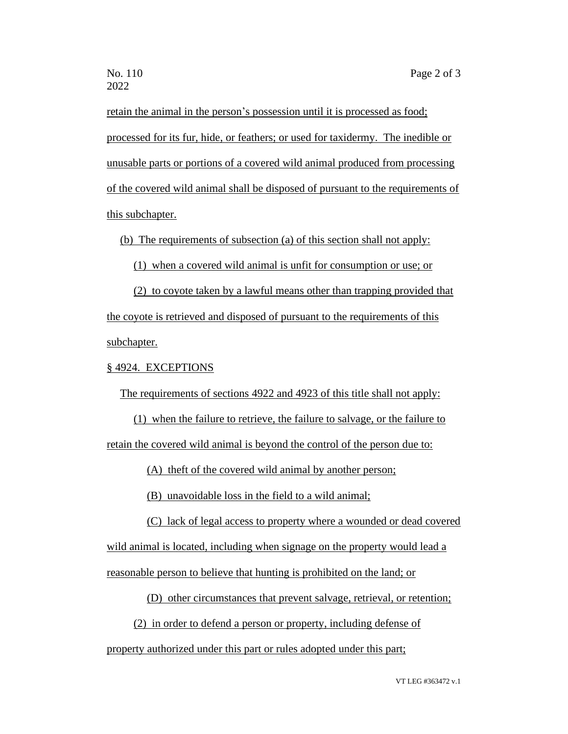retain the animal in the person's possession until it is processed as food; processed for its fur, hide, or feathers; or used for taxidermy. The inedible or unusable parts or portions of a covered wild animal produced from processing of the covered wild animal shall be disposed of pursuant to the requirements of this subchapter.

(b) The requirements of subsection (a) of this section shall not apply:

(1) when a covered wild animal is unfit for consumption or use; or

(2) to coyote taken by a lawful means other than trapping provided that the coyote is retrieved and disposed of pursuant to the requirements of this subchapter.

§ 4924. EXCEPTIONS

The requirements of sections 4922 and 4923 of this title shall not apply:

(1) when the failure to retrieve, the failure to salvage, or the failure to retain the covered wild animal is beyond the control of the person due to:

(A) theft of the covered wild animal by another person;

(B) unavoidable loss in the field to a wild animal;

(C) lack of legal access to property where a wounded or dead covered wild animal is located, including when signage on the property would lead a reasonable person to believe that hunting is prohibited on the land; or

(D) other circumstances that prevent salvage, retrieval, or retention;

(2) in order to defend a person or property, including defense of property authorized under this part or rules adopted under this part;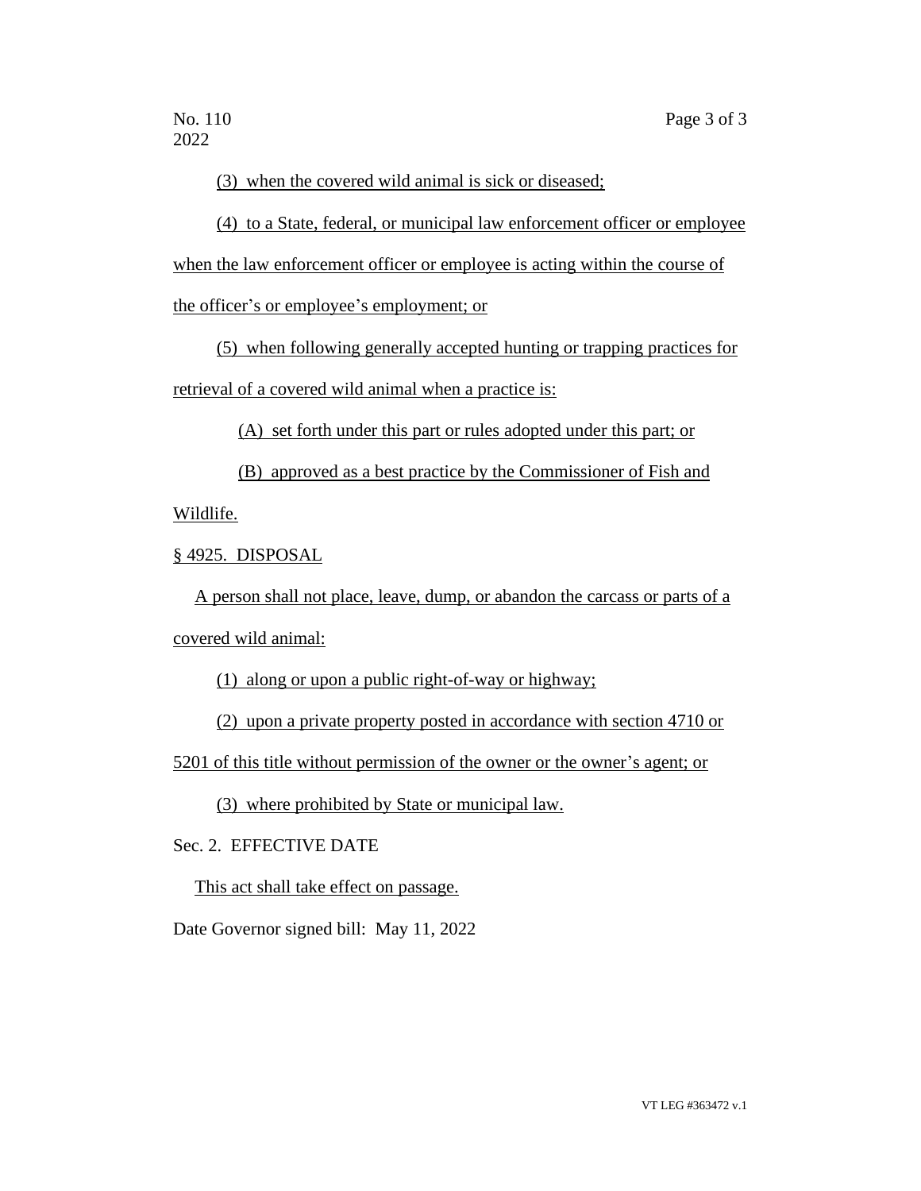(3) when the covered wild animal is sick or diseased;

(4) to a State, federal, or municipal law enforcement officer or employee when the law enforcement officer or employee is acting within the course of the officer's or employee's employment; or

(5) when following generally accepted hunting or trapping practices for retrieval of a covered wild animal when a practice is:

(A) set forth under this part or rules adopted under this part; or

(B) approved as a best practice by the Commissioner of Fish and Wildlife.

§ 4925. DISPOSAL

A person shall not place, leave, dump, or abandon the carcass or parts of a covered wild animal:

(1) along or upon a public right-of-way or highway;

(2) upon a private property posted in accordance with section 4710 or 5201 of this title without permission of the owner or the owner's agent; or

(3) where prohibited by State or municipal law.

Sec. 2. EFFECTIVE DATE

This act shall take effect on passage.

Date Governor signed bill: May 11, 2022

VT LEG #363472 v.1